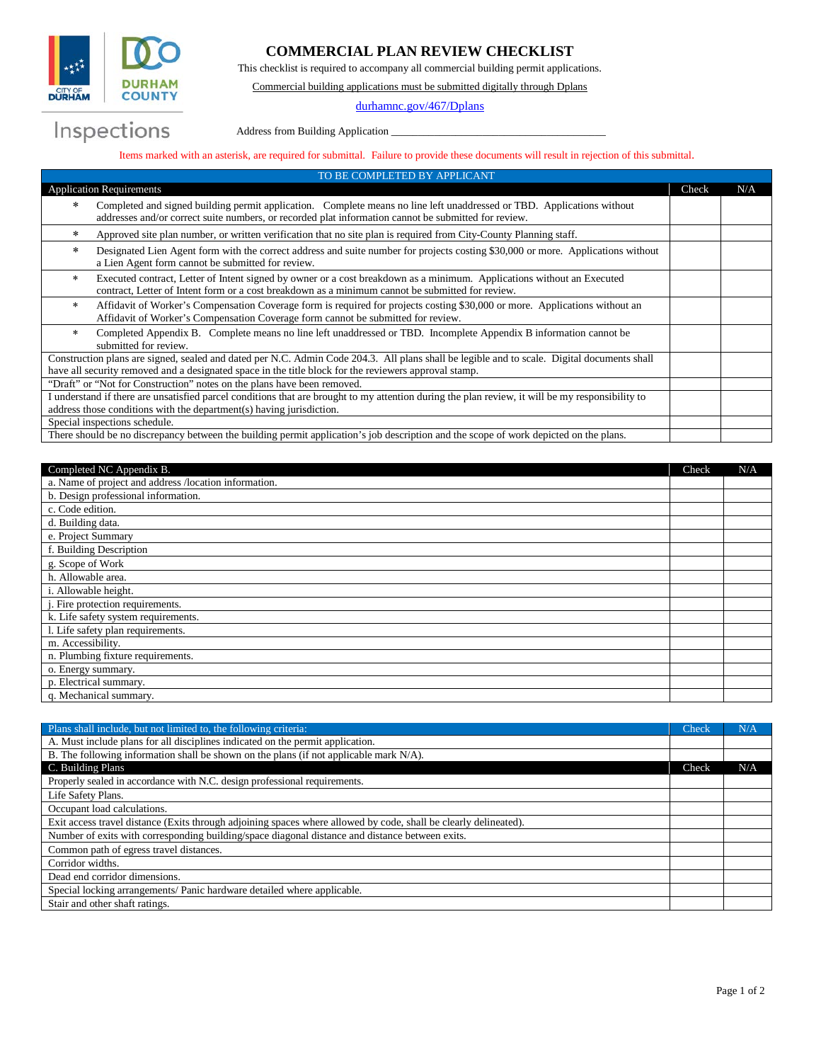# COMMERCIAL PLAN REVIEW CHECKLIST

This checklist is required to accompany all commercial building permit applications.

Commercial building applications must be submitted digitally through Dplans

durhamnc.gov/467/Dplans

Inspections

Address from Building Application ________________________________________

Items marked with an asterisk, are required for submittal. Failure to provide these documents will result in rejection of this submittal.

**TO BE COMPLETED BY APPLICANT**

| Application Requirements | | Check | N/A |
|---|---|---|---|
| * | Completed and signed building permit application. Complete means no line left unaddressed or TBD. Applications without addresses and/or correct suite numbers, or recorded plat information cannot be submitted for review. | | |
| * | Approved site plan number, or written verification that no site plan is required from City-County Planning staff. | | |
| * | Designated Lien Agent form with the correct address and suite number for projects costing $30,000 or more. Applications without a Lien Agent form cannot be submitted for review. | | |
| * | Executed contract, Letter of Intent signed by owner or a cost breakdown as a minimum. Applications without an Executed contract, Letter of Intent form or a cost breakdown as a minimum cannot be submitted for review. | | |
| * | Affidavit of Worker's Compensation Coverage form is required for projects costing $30,000 or more. Applications without an Affidavit of Worker's Compensation Coverage form cannot be submitted for review. | | |
| * | Completed Appendix B. Complete means no line left unaddressed or TBD. Incomplete Appendix B information cannot be submitted for review. | | |
| Construction plans are signed, sealed and dated per N.C. Admin Code 204.3. All plans shall be legible and to scale. Digital documents shall have all security removed and a designated space in the title block for the reviewers approval stamp. | | | |
| "Draft" or "Not for Construction" notes on the plans have been removed. | | | |
| I understand if there are unsatisfied parcel conditions that are brought to my attention during the plan review, it will be my responsibility to address those conditions with the department(s) having jurisdiction. | | | |
| Special inspections schedule. | | | |
| There should be no discrepancy between the building permit application's job description and the scope of work depicted on the plans. | | | |

| Completed NC Appendix B. | Check | N/A |
|---|---|---|
| a. Name of project and address /location information. | | |
| b. Design professional information. | | |
| c. Code edition. | | |
| d. Building data. | | |
| e. Project Summary | | |
| f. Building Description | | |
| g. Scope of Work | | |
| h. Allowable area. | | |
| i. Allowable height. | | |
| j. Fire protection requirements. | | |
| k. Life safety system requirements. | | |
| l. Life safety plan requirements. | | |
| m. Accessibility. | | |
| n. Plumbing fixture requirements. | | |
| o. Energy summary. | | |
| p. Electrical summary. | | |
| q. Mechanical summary. | | |

| Plans shall include, but not limited to, the following criteria: | Check | N/A |
|---|---|---|
| A. Must include plans for all disciplines indicated on the permit application. | | |
| B. The following information shall be shown on the plans (if not applicable mark N/A). | | |
| **C. Building Plans** | **Check** | **N/A** |
| Properly sealed in accordance with N.C. design professional requirements. | | |
| Life Safety Plans. | | |
| Occupant load calculations. | | |
| Exit access travel distance (Exits through adjoining spaces where allowed by code, shall be clearly delineated). | | |
| Number of exits with corresponding building/space diagonal distance and distance between exits. | | |
| Common path of egress travel distances. | | |
| Corridor widths. | | |
| Dead end corridor dimensions. | | |
| Special locking arrangements/ Panic hardware detailed where applicable. | | |
| Stair and other shaft ratings. | | |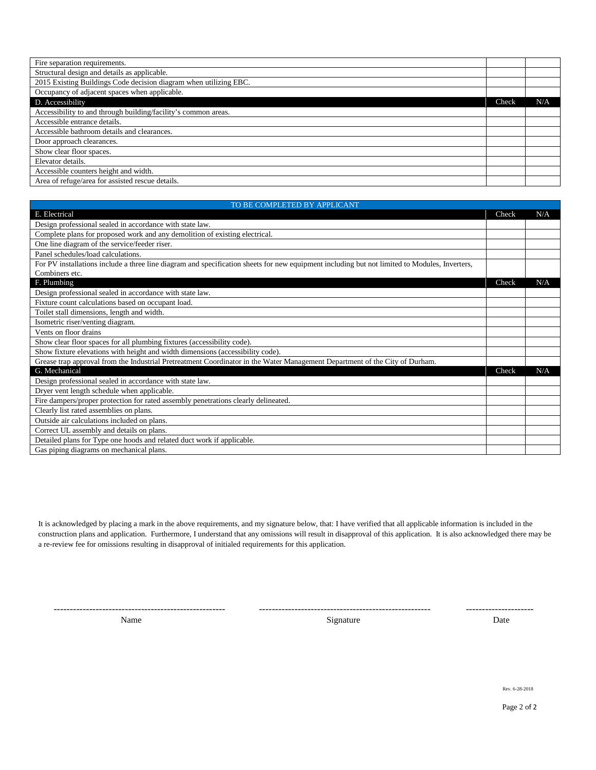| | Check | N/A |
|---|---|---|
| Fire separation requirements. | | |
| Structural design and details as applicable. | | |
| 2015 Existing Buildings Code decision diagram when utilizing EBC. | | |
| Occupancy of adjacent spaces when applicable. | | |
| **D. Accessibility** | **Check** | **N/A** |
| Accessibility to and through building/facility's common areas. | | |
| Accessible entrance details. | | |
| Accessible bathroom details and clearances. | | |
| Door approach clearances. | | |
| Show clear floor spaces. | | |
| Elevator details. | | |
| Accessible counters height and width. | | |
| Area of refuge/area for assisted rescue details. | | |

| TO BE COMPLETED BY APPLICANT | | |
|---|---|---|
| **E. Electrical** | **Check** | **N/A** |
| Design professional sealed in accordance with state law. | | |
| Complete plans for proposed work and any demolition of existing electrical. | | |
| One line diagram of the service/feeder riser. | | |
| Panel schedules/load calculations. | | |
| For PV installations include a three line diagram and specification sheets for new equipment including but not limited to Modules, Inverters, Combiners etc. | | |
| **F. Plumbing** | **Check** | **N/A** |
| Design professional sealed in accordance with state law. | | |
| Fixture count calculations based on occupant load. | | |
| Toilet stall dimensions, length and width. | | |
| Isometric riser/venting diagram. | | |
| Vents on floor drains | | |
| Show clear floor spaces for all plumbing fixtures (accessibility code). | | |
| Show fixture elevations with height and width dimensions (accessibility code). | | |
| Grease trap approval from the Industrial Pretreatment Coordinator in the Water Management Department of the City of Durham. | | |
| **G. Mechanical** | **Check** | **N/A** |
| Design professional sealed in accordance with state law. | | |
| Dryer vent length schedule when applicable. | | |
| Fire dampers/proper protection for rated assembly penetrations clearly delineated. | | |
| Clearly list rated assemblies on plans. | | |
| Outside air calculations included on plans. | | |
| Correct UL assembly and details on plans. | | |
| Detailed plans for Type one hoods and related duct work if applicable. | | |
| Gas piping diagrams on mechanical plans. | | |

It is acknowledged by placing a mark in the above requirements, and my signature below, that: I have verified that all applicable information is included in the construction plans and application. Furthermore, I understand that any omissions will result in disapproval of this application. It is also acknowledged there may be a re-review fee for omissions resulting in disapproval of initialed requirements for this application.

---------------------------------------------------- Name

---------------------------------------------------- Signature

-------------------- Date

Rev. 6-28-2018